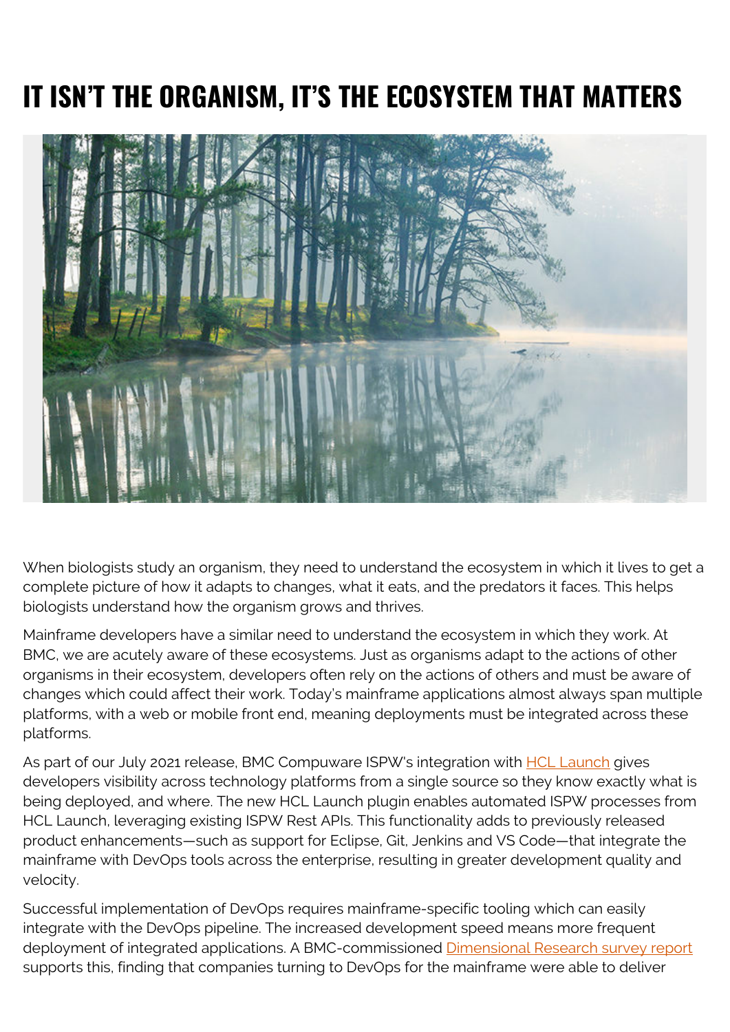# IT ISN'T THE ORGANISM, IT'S THE ECOSYSTEM THAT MATTERS

When biologists study an organism, they need to understand the ecosystem in which it lives to get a complete picture of how it adapts to changes, what it eats, and the predators it faces. This helps biologists understand how the organism grows and thrives.

Mainframe developers have a similar need to understand the ecosystem in which they work. At BMC, we are acutely aware of these ecosystems. Just as organisms adapt to the actions of other organisms in their ecosystem, developers often rely on the actions of others and must be aware of changes which could affect their work. Today's mainframe applications almost always span multiple platforms, with a web or mobile front end, meaning deployments must be integrated across these platforms.

As part of our July 2021 release, BMC Compuware ISPW's integration with HCL Launch gives developers visibility across technology platforms from a single source so they know exactly what is being deployed, and where. The new HCL Launch plugin enables automated ISPW processes from HCL Launch, leveraging existing ISPW Rest APIs. This functionality adds to previously released product enhancements—such as support for Eclipse, Git, Jenkins and VS Code—that integrate the mainframe with DevOps tools across the enterprise, resulting in greater development quality and velocity.

Successful implementation of DevOps requires mainframe-specific tooling which can easily integrate with the DevOps pipeline. The increased development speed means more frequent deployment of integrated applications. A BMC-commissioned Dimensional Research survey report supports this, finding that companies turning to DevOps for the mainframe were able to deliver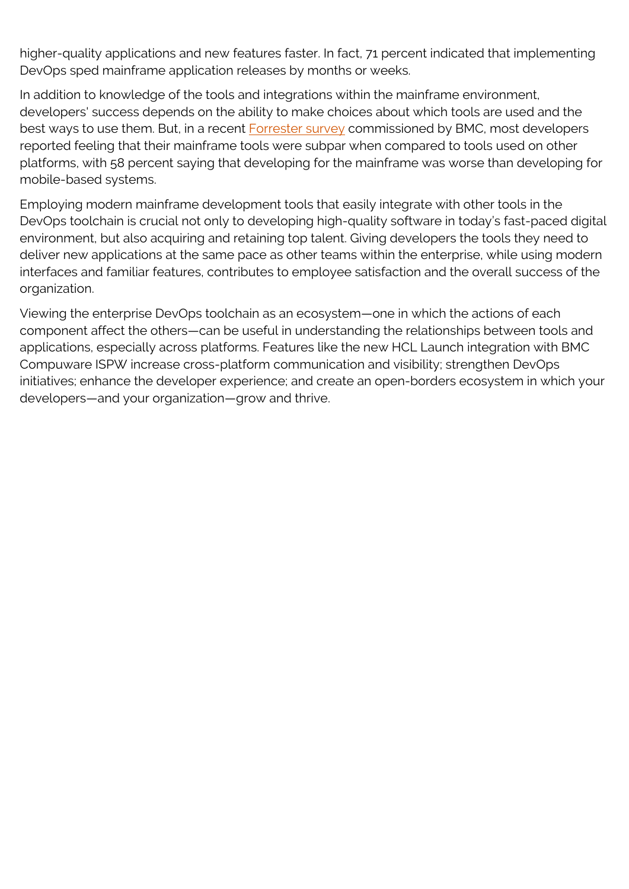higher-quality applications and new features faster. In fact, 71 percent indicated that implementing DevOps sped mainframe application releases by months or weeks.

In addition to knowledge of the tools and integrations within the mainframe environment, developers' success depends on the ability to make choices about which tools are used and the best ways to use them. But, in a recent Forrester survey commissioned by BMC, most developers reported feeling that their mainframe tools were subpar when compared to tools used on other platforms, with 58 percent saying that developing for the mainframe was worse than developing for mobile-based systems.

Employing modern mainframe development tools that easily integrate with other tools in the DevOps toolchain is crucial not only to developing high-quality software in today's fast-paced digital environment, but also acquiring and retaining top talent. Giving developers the tools they need to deliver new applications at the same pace as other teams within the enterprise, while using modern interfaces and familiar features, contributes to employee satisfaction and the overall success of the organization.

Viewing the enterprise DevOps toolchain as an ecosystem—one in which the actions of each component affect the others—can be useful in understanding the relationships between tools and applications, especially across platforms. Features like the new HCL Launch integration with BMC Compuware ISPW increase cross-platform communication and visibility; strengthen DevOps initiatives; enhance the developer experience; and create an open-borders ecosystem in which your developers—and your organization—grow and thrive.